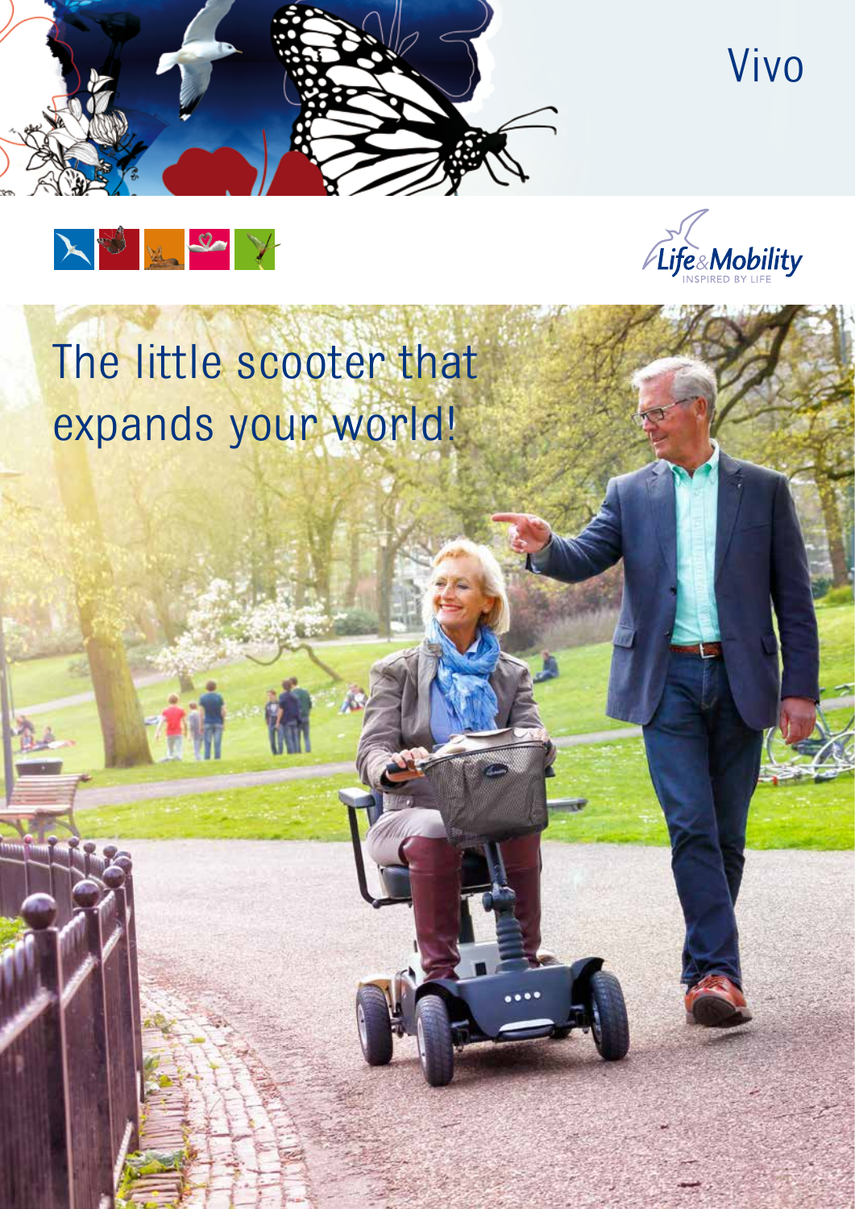# Vivo

Life&Mobility
INSPIRED BY LIFE

## The little scooter that expands your world!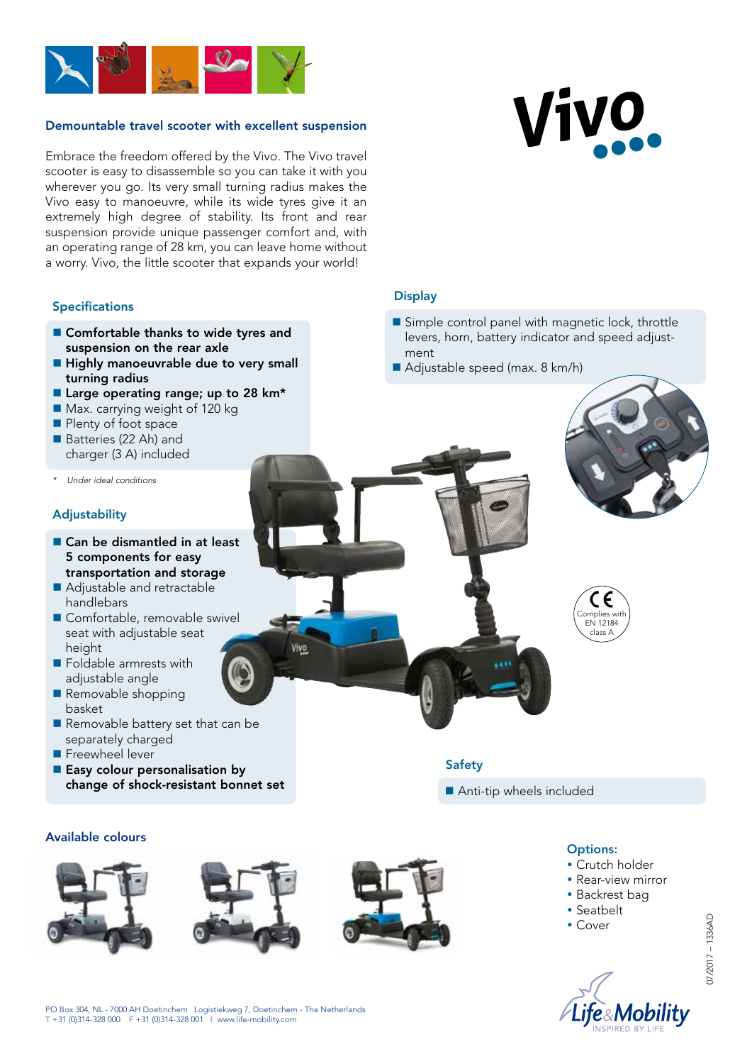# Vivo

### Demountable travel scooter with excellent suspension

Embrace the freedom offered by the Vivo. The Vivo travel scooter is easy to disassemble so you can take it with you wherever you go. Its very small turning radius makes the Vivo easy to manoeuvre, while its wide tyres give it an extremely high degree of stability. Its front and rear suspension provide unique passenger comfort and, with an operating range of 28 km, you can leave home without a worry. Vivo, the little scooter that expands your world!

## Specifications

- **Comfortable thanks to wide tyres and suspension on the rear axle**
- **Highly manoeuvrable due to very small turning radius**
- **Large operating range; up to 28 km***
- Max. carrying weight of 120 kg
- Plenty of foot space
- Batteries (22 Ah) and charger (3 A) included

*\* Under ideal conditions*

## Display

- Simple control panel with magnetic lock, throttle levers, horn, battery indicator and speed adjustment
- Adjustable speed (max. 8 km/h)

## Adjustability

- **Can be dismantled in at least 5 components for easy transportation and storage**
- Adjustable and retractable handlebars
- Comfortable, removable swivel seat with adjustable seat height
- Foldable armrests with adjustable angle
- Removable shopping basket
- Removable battery set that can be separately charged
- Freewheel lever
- **Easy colour personalisation by change of shock-resistant bonnet set**

CE Complies with EN 12184 class A

## Safety

- Anti-tip wheels included

## Available colours

## Options:

- Crutch holder
- Rear-view mirror
- Backrest bag
- Seatbelt
- Cover

07/2017 – 1336AD

PO Box 304, NL - 7000 AH Doetinchem Logistiekweg 7, Doetinchem - The Netherlands
T +31 (0)314-328 000 F +31 (0)314-328 001 I www.life-mobility.com

Life&Mobility INSPIRED BY LIFE